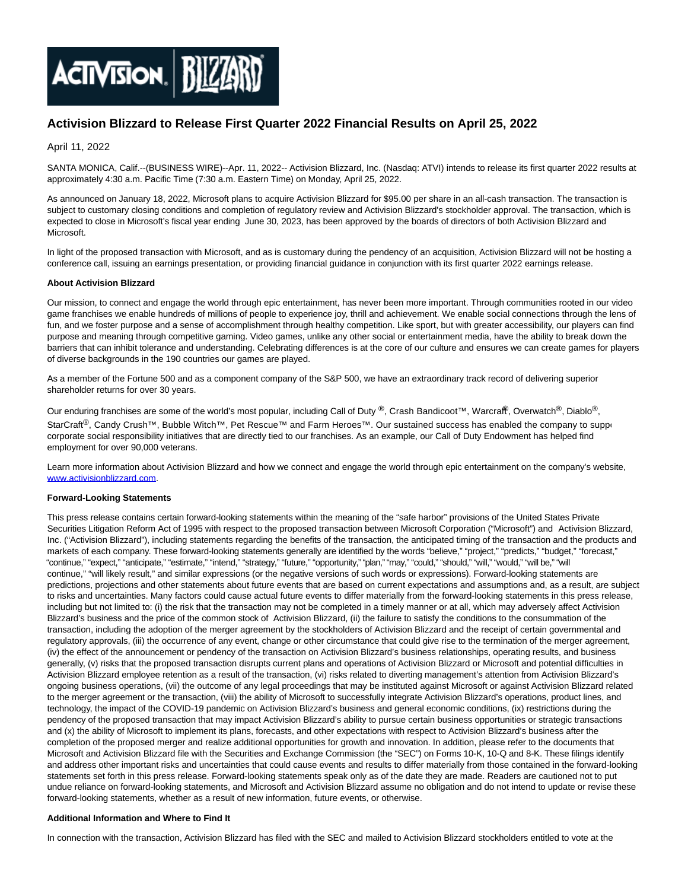# Activision Blizzard to Release First Quarter 2022 Financial Results on April 25, 2022

April 11, 2022

SANTA MONICA, Calif.--(BUSINESS WIRE)--Apr. 11, 2022-- Activision Blizzard, Inc. (Nasdaq: ATVI) intends to release its first quarter 2022 results at approximately 4:30 a.m. Pacific Time (7:30 a.m. Eastern Time) on Monday, April 25, 2022.

As announced on January 18, 2022, Microsoft plans to acquire Activision Blizzard for $95.00 per share in an all-cash transaction. The transaction is subject to customary closing conditions and completion of regulatory review and Activision Blizzard's stockholder approval. The transaction, which is expected to close in Microsoft's fiscal year ending June 30, 2023, has been approved by the boards of directors of both Activision Blizzard and Microsoft.

In light of the proposed transaction with Microsoft, and as is customary during the pendency of an acquisition, Activision Blizzard will not be hosting a conference call, issuing an earnings presentation, or providing financial guidance in conjunction with its first quarter 2022 earnings release.

**About Activision Blizzard**

Our mission, to connect and engage the world through epic entertainment, has never been more important. Through communities rooted in our video game franchises we enable hundreds of millions of people to experience joy, thrill and achievement. We enable social connections through the lens of fun, and we foster purpose and a sense of accomplishment through healthy competition. Like sport, but with greater accessibility, our players can find purpose and meaning through competitive gaming. Video games, unlike any other social or entertainment media, have the ability to break down the barriers that can inhibit tolerance and understanding. Celebrating differences is at the core of our culture and ensures we can create games for players of diverse backgrounds in the 190 countries our games are played.

As a member of the Fortune 500 and as a component company of the S&P 500, we have an extraordinary track record of delivering superior shareholder returns for over 30 years.

Our enduring franchises are some of the world's most popular, including Call of Duty ®, Crash Bandicoot™, Warcraft®, Overwatch®, Diablo®, StarCraft®, Candy Crush™, Bubble Witch™, Pet Rescue™ and Farm Heroes™. Our sustained success has enabled the company to support corporate social responsibility initiatives that are directly tied to our franchises. As an example, our Call of Duty Endowment has helped find employment for over 90,000 veterans.

Learn more information about Activision Blizzard and how we connect and engage the world through epic entertainment on the company's website, [www.activisionblizzard.com](http://www.activisionblizzard.com).

**Forward-Looking Statements**

This press release contains certain forward-looking statements within the meaning of the "safe harbor" provisions of the United States Private Securities Litigation Reform Act of 1995 with respect to the proposed transaction between Microsoft Corporation ("Microsoft") and Activision Blizzard, Inc. ("Activision Blizzard"), including statements regarding the benefits of the transaction, the anticipated timing of the transaction and the products and markets of each company. These forward-looking statements generally are identified by the words "believe," "project," "predicts," "budget," "forecast," "continue," "expect," "anticipate," "estimate," "intend," "strategy," "future," "opportunity," "plan," "may," "could," "should," "will," "would," "will be," "will continue," "will likely result," and similar expressions (or the negative versions of such words or expressions). Forward-looking statements are predictions, projections and other statements about future events that are based on current expectations and assumptions and, as a result, are subject to risks and uncertainties. Many factors could cause actual future events to differ materially from the forward-looking statements in this press release, including but not limited to: (i) the risk that the transaction may not be completed in a timely manner or at all, which may adversely affect Activision Blizzard's business and the price of the common stock of Activision Blizzard, (ii) the failure to satisfy the conditions to the consummation of the transaction, including the adoption of the merger agreement by the stockholders of Activision Blizzard and the receipt of certain governmental and regulatory approvals, (iii) the occurrence of any event, change or other circumstance that could give rise to the termination of the merger agreement, (iv) the effect of the announcement or pendency of the transaction on Activision Blizzard's business relationships, operating results, and business generally, (v) risks that the proposed transaction disrupts current plans and operations of Activision Blizzard or Microsoft and potential difficulties in Activision Blizzard employee retention as a result of the transaction, (vi) risks related to diverting management's attention from Activision Blizzard's ongoing business operations, (vii) the outcome of any legal proceedings that may be instituted against Microsoft or against Activision Blizzard related to the merger agreement or the transaction, (viii) the ability of Microsoft to successfully integrate Activision Blizzard's operations, product lines, and technology, the impact of the COVID-19 pandemic on Activision Blizzard's business and general economic conditions, (ix) restrictions during the pendency of the proposed transaction that may impact Activision Blizzard's ability to pursue certain business opportunities or strategic transactions and (x) the ability of Microsoft to implement its plans, forecasts, and other expectations with respect to Activision Blizzard's business after the completion of the proposed merger and realize additional opportunities for growth and innovation. In addition, please refer to the documents that Microsoft and Activision Blizzard file with the Securities and Exchange Commission (the "SEC") on Forms 10-K, 10-Q and 8-K. These filings identify and address other important risks and uncertainties that could cause events and results to differ materially from those contained in the forward-looking statements set forth in this press release. Forward-looking statements speak only as of the date they are made. Readers are cautioned not to put undue reliance on forward-looking statements, and Microsoft and Activision Blizzard assume no obligation and do not intend to update or revise these forward-looking statements, whether as a result of new information, future events, or otherwise.

**Additional Information and Where to Find It**

In connection with the transaction, Activision Blizzard has filed with the SEC and mailed to Activision Blizzard stockholders entitled to vote at the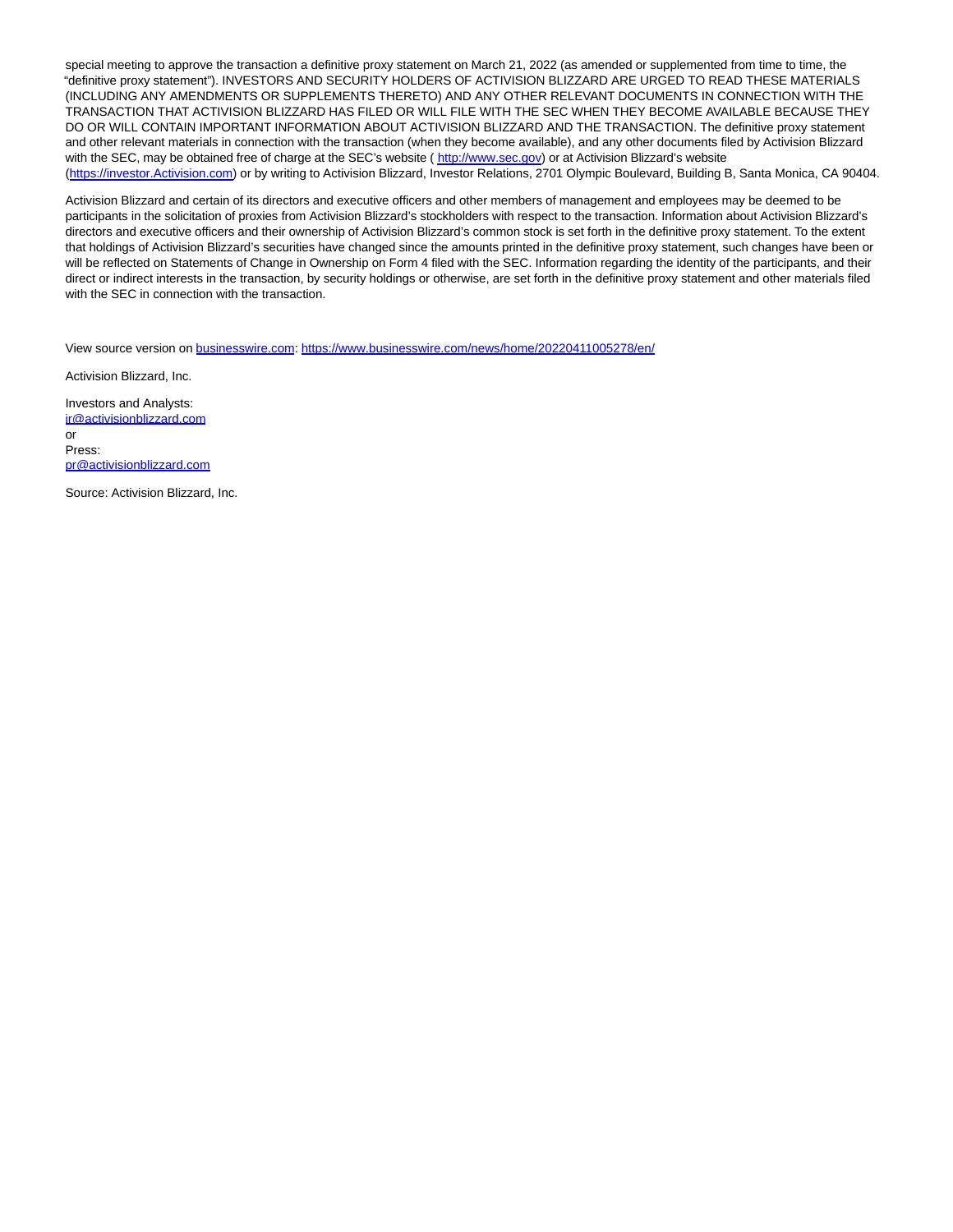special meeting to approve the transaction a definitive proxy statement on March 21, 2022 (as amended or supplemented from time to time, the "definitive proxy statement"). INVESTORS AND SECURITY HOLDERS OF ACTIVISION BLIZZARD ARE URGED TO READ THESE MATERIALS (INCLUDING ANY AMENDMENTS OR SUPPLEMENTS THERETO) AND ANY OTHER RELEVANT DOCUMENTS IN CONNECTION WITH THE TRANSACTION THAT ACTIVISION BLIZZARD HAS FILED OR WILL FILE WITH THE SEC WHEN THEY BECOME AVAILABLE BECAUSE THEY DO OR WILL CONTAIN IMPORTANT INFORMATION ABOUT ACTIVISION BLIZZARD AND THE TRANSACTION. The definitive proxy statement and other relevant materials in connection with the transaction (when they become available), and any other documents filed by Activision Blizzard with the SEC, may be obtained free of charge at the SEC's website ( http://www.sec.gov) or at Activision Blizzard's website (https://investor.Activision.com) or by writing to Activision Blizzard, Investor Relations, 2701 Olympic Boulevard, Building B, Santa Monica, CA 90404.

Activision Blizzard and certain of its directors and executive officers and other members of management and employees may be deemed to be participants in the solicitation of proxies from Activision Blizzard's stockholders with respect to the transaction. Information about Activision Blizzard's directors and executive officers and their ownership of Activision Blizzard's common stock is set forth in the definitive proxy statement. To the extent that holdings of Activision Blizzard's securities have changed since the amounts printed in the definitive proxy statement, such changes have been or will be reflected on Statements of Change in Ownership on Form 4 filed with the SEC. Information regarding the identity of the participants, and their direct or indirect interests in the transaction, by security holdings or otherwise, are set forth in the definitive proxy statement and other materials filed with the SEC in connection with the transaction.

View source version on businesswire.com: https://www.businesswire.com/news/home/20220411005278/en/

Activision Blizzard, Inc.

Investors and Analysts:
ir@activisionblizzard.com
or
Press:
pr@activisionblizzard.com

Source: Activision Blizzard, Inc.